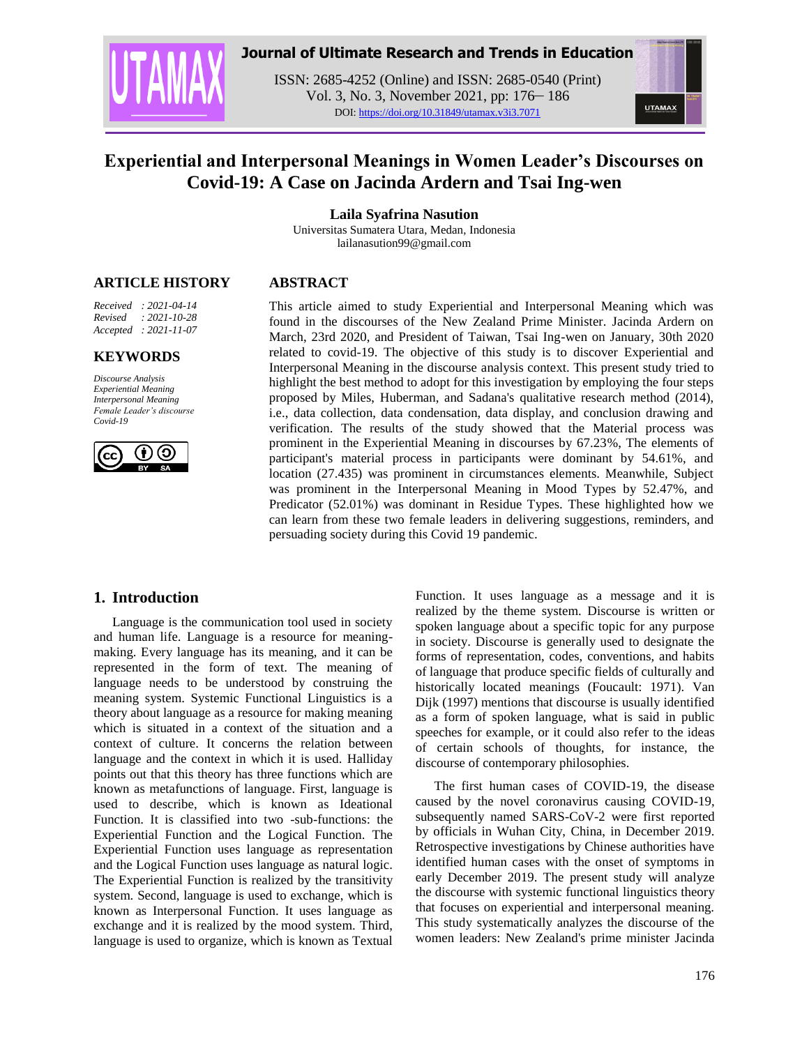# Experiential and Interpersonal Meanings in Women Leader's Discourses on Covid-19: A Case on Jacinda Ardern and Tsai Ing-wen

**Laila Syafrina Nasution**

Universitas Sumatera Utara, Medan, Indonesia
lailanasution99@gmail.com

## ARTICLE HISTORY

*Received : 2021-04-14*
*Revised : 2021-10-28*
*Accepted : 2021-11-07*

## KEYWORDS

*Discourse Analysis*
*Experiential Meaning*
*Interpersonal Meaning*
*Female Leader's discourse*
*Covid-19*

## ABSTRACT

This article aimed to study Experiential and Interpersonal Meaning which was found in the discourses of the New Zealand Prime Minister. Jacinda Ardern on March, 23rd 2020, and President of Taiwan, Tsai Ing-wen on January, 30th 2020 related to covid-19. The objective of this study is to discover Experiential and Interpersonal Meaning in the discourse analysis context. This present study tried to highlight the best method to adopt for this investigation by employing the four steps proposed by Miles, Huberman, and Sadana's qualitative research method (2014), i.e., data collection, data condensation, data display, and conclusion drawing and verification. The results of the study showed that the Material process was prominent in the Experiential Meaning in discourses by 67.23%, The elements of participant's material process in participants were dominant by 54.61%, and location (27.435) was prominent in circumstances elements. Meanwhile, Subject was prominent in the Interpersonal Meaning in Mood Types by 52.47%, and Predicator (52.01%) was dominant in Residue Types. These highlighted how we can learn from these two female leaders in delivering suggestions, reminders, and persuading society during this Covid 19 pandemic.

## 1. Introduction

Language is the communication tool used in society and human life. Language is a resource for meaning-making. Every language has its meaning, and it can be represented in the form of text. The meaning of language needs to be understood by construing the meaning system. Systemic Functional Linguistics is a theory about language as a resource for making meaning which is situated in a context of the situation and a context of culture. It concerns the relation between language and the context in which it is used. Halliday points out that this theory has three functions which are known as metafunctions of language. First, language is used to describe, which is known as Ideational Function. It is classified into two -sub-functions: the Experiential Function and the Logical Function. The Experiential Function uses language as representation and the Logical Function uses language as natural logic. The Experiential Function is realized by the transitivity system. Second, language is used to exchange, which is known as Interpersonal Function. It uses language as exchange and it is realized by the mood system. Third, language is used to organize, which is known as Textual Function. It uses language as a message and it is realized by the theme system. Discourse is written or spoken language about a specific topic for any purpose in society. Discourse is generally used to designate the forms of representation, codes, conventions, and habits of language that produce specific fields of culturally and historically located meanings (Foucault: 1971). Van Dijk (1997) mentions that discourse is usually identified as a form of spoken language, what is said in public speeches for example, or it could also refer to the ideas of certain schools of thoughts, for instance, the discourse of contemporary philosophies.

The first human cases of COVID-19, the disease caused by the novel coronavirus causing COVID-19, subsequently named SARS-CoV-2 were first reported by officials in Wuhan City, China, in December 2019. Retrospective investigations by Chinese authorities have identified human cases with the onset of symptoms in early December 2019. The present study will analyze the discourse with systemic functional linguistics theory that focuses on experiential and interpersonal meaning. This study systematically analyzes the discourse of the women leaders: New Zealand's prime minister Jacinda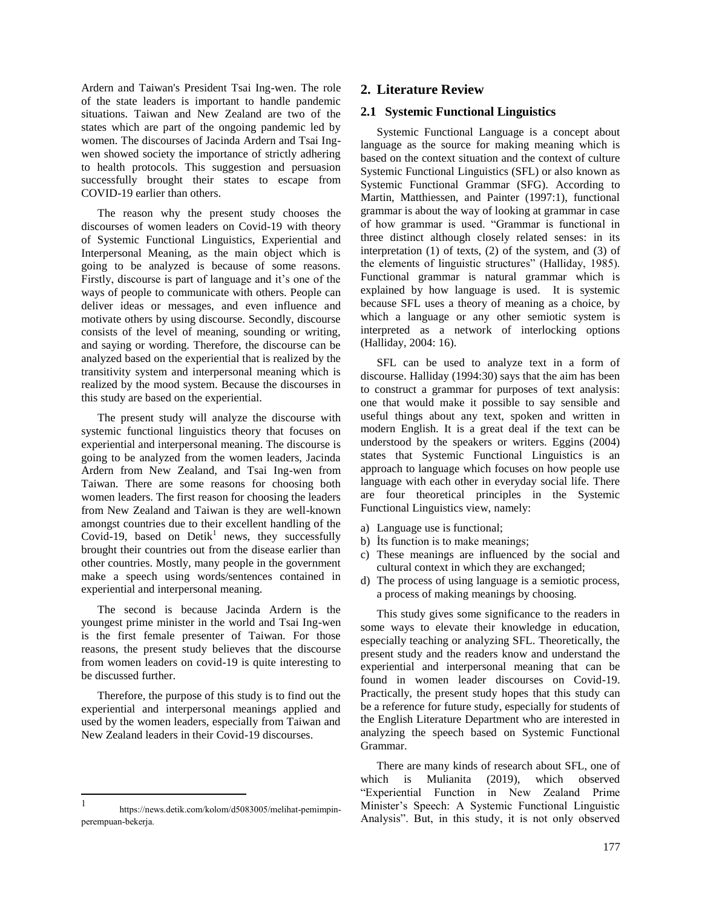Ardern and Taiwan's President Tsai Ing-wen. The role of the state leaders is important to handle pandemic situations. Taiwan and New Zealand are two of the states which are part of the ongoing pandemic led by women. The discourses of Jacinda Ardern and Tsai Ing-wen showed society the importance of strictly adhering to health protocols. This suggestion and persuasion successfully brought their states to escape from COVID-19 earlier than others.

The reason why the present study chooses the discourses of women leaders on Covid-19 with theory of Systemic Functional Linguistics, Experiential and Interpersonal Meaning, as the main object which is going to be analyzed is because of some reasons. Firstly, discourse is part of language and it's one of the ways of people to communicate with others. People can deliver ideas or messages, and even influence and motivate others by using discourse. Secondly, discourse consists of the level of meaning, sounding or writing, and saying or wording. Therefore, the discourse can be analyzed based on the experiential that is realized by the transitivity system and interpersonal meaning which is realized by the mood system. Because the discourses in this study are based on the experiential.

The present study will analyze the discourse with systemic functional linguistics theory that focuses on experiential and interpersonal meaning. The discourse is going to be analyzed from the women leaders, Jacinda Ardern from New Zealand, and Tsai Ing-wen from Taiwan. There are some reasons for choosing both women leaders. The first reason for choosing the leaders from New Zealand and Taiwan is they are well-known amongst countries due to their excellent handling of the Covid-19, based on Detik[1] news, they successfully brought their countries out from the disease earlier than other countries. Mostly, many people in the government make a speech using words/sentences contained in experiential and interpersonal meaning.

The second is because Jacinda Ardern is the youngest prime minister in the world and Tsai Ing-wen is the first female presenter of Taiwan. For those reasons, the present study believes that the discourse from women leaders on covid-19 is quite interesting to be discussed further.

Therefore, the purpose of this study is to find out the experiential and interpersonal meanings applied and used by the women leaders, especially from Taiwan and New Zealand leaders in their Covid-19 discourses.

[1] https://news.detik.com/kolom/d5083005/melihat-pemimpin-perempuan-bekerja.

## 2. Literature Review

### 2.1 Systemic Functional Linguistics

Systemic Functional Language is a concept about language as the source for making meaning which is based on the context situation and the context of culture Systemic Functional Linguistics (SFL) or also known as Systemic Functional Grammar (SFG). According to Martin, Matthiessen, and Painter (1997:1), functional grammar is about the way of looking at grammar in case of how grammar is used. "Grammar is functional in three distinct although closely related senses: in its interpretation (1) of texts, (2) of the system, and (3) of the elements of linguistic structures" (Halliday, 1985). Functional grammar is natural grammar which is explained by how language is used. It is systemic because SFL uses a theory of meaning as a choice, by which a language or any other semiotic system is interpreted as a network of interlocking options (Halliday, 2004: 16).

SFL can be used to analyze text in a form of discourse. Halliday (1994:30) says that the aim has been to construct a grammar for purposes of text analysis: one that would make it possible to say sensible and useful things about any text, spoken and written in modern English. It is a great deal if the text can be understood by the speakers or writers. Eggins (2004) states that Systemic Functional Linguistics is an approach to language which focuses on how people use language with each other in everyday social life. There are four theoretical principles in the Systemic Functional Linguistics view, namely:

a) Language use is functional;
b) İts function is to make meanings;
c) These meanings are influenced by the social and cultural context in which they are exchanged;
d) The process of using language is a semiotic process, a process of making meanings by choosing.

This study gives some significance to the readers in some ways to elevate their knowledge in education, especially teaching or analyzing SFL. Theoretically, the present study and the readers know and understand the experiential and interpersonal meaning that can be found in women leader discourses on Covid-19. Practically, the present study hopes that this study can be a reference for future study, especially for students of the English Literature Department who are interested in analyzing the speech based on Systemic Functional Grammar.

There are many kinds of research about SFL, one of which is Mulianita (2019), which observed "Experiential Function in New Zealand Prime Minister's Speech: A Systemic Functional Linguistic Analysis". But, in this study, it is not only observed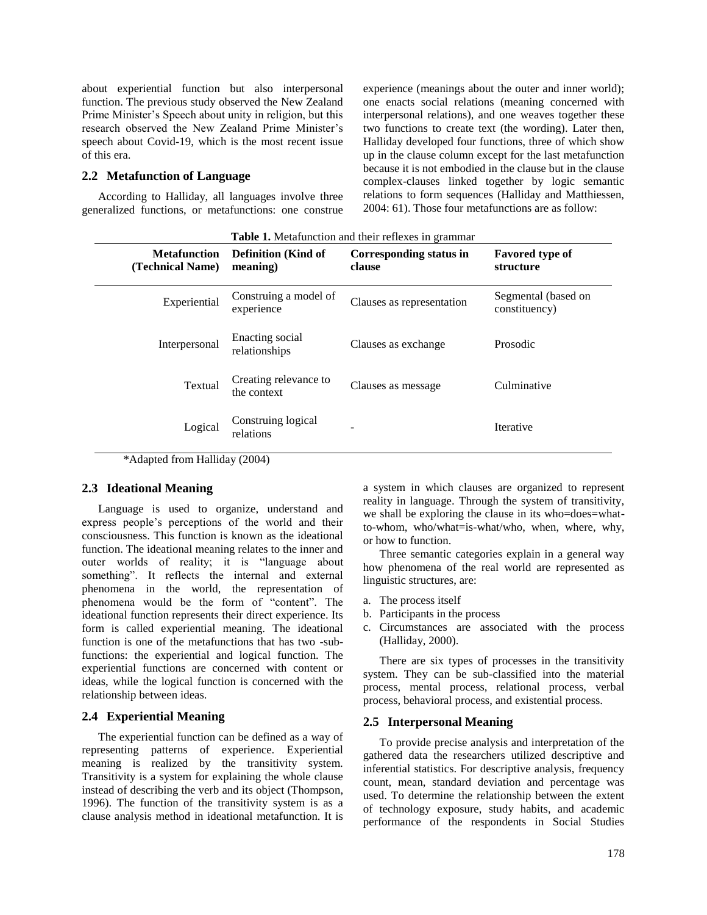about experiential function but also interpersonal function. The previous study observed the New Zealand Prime Minister's Speech about unity in religion, but this research observed the New Zealand Prime Minister's speech about Covid-19, which is the most recent issue of this era.

### 2.2 Metafunction of Language

According to Halliday, all languages involve three generalized functions, or metafunctions: one construe experience (meanings about the outer and inner world); one enacts social relations (meaning concerned with interpersonal relations), and one weaves together these two functions to create text (the wording). Later then, Halliday developed four functions, three of which show up in the clause column except for the last metafunction because it is not embodied in the clause but in the clause complex-clauses linked together by logic semantic relations to form sequences (Halliday and Matthiessen, 2004: 61). Those four metafunctions are as follow:

**Table 1.** Metafunction and their reflexes in grammar

| Metafunction (Technical Name) | Definition (Kind of meaning) | Corresponding status in clause | Favored type of structure |
|---|---|---|---|
| Experiential | Construing a model of experience | Clauses as representation | Segmental (based on constituency) |
| Interpersonal | Enacting social relationships | Clauses as exchange | Prosodic |
| Textual | Creating relevance to the context | Clauses as message | Culminative |
| Logical | Construing logical relations | - | Iterative |

*Adapted from Halliday (2004)

### 2.3 Ideational Meaning

Language is used to organize, understand and express people's perceptions of the world and their consciousness. This function is known as the ideational function. The ideational meaning relates to the inner and outer worlds of reality; it is "language about something". It reflects the internal and external phenomena in the world, the representation of phenomena would be the form of "content". The ideational function represents their direct experience. Its form is called experiential meaning. The ideational function is one of the metafunctions that has two -sub-functions: the experiential and logical function. The experiential functions are concerned with content or ideas, while the logical function is concerned with the relationship between ideas.

### 2.4 Experiential Meaning

The experiential function can be defined as a way of representing patterns of experience. Experiential meaning is realized by the transitivity system. Transitivity is a system for explaining the whole clause instead of describing the verb and its object (Thompson, 1996). The function of the transitivity system is as a clause analysis method in ideational metafunction. It is a system in which clauses are organized to represent reality in language. Through the system of transitivity, we shall be exploring the clause in its who=does=what-to-whom, who/what=is-what/who, when, where, why, or how to function.

Three semantic categories explain in a general way how phenomena of the real world are represented as linguistic structures, are:

a. The process itself
b. Participants in the process
c. Circumstances are associated with the process (Halliday, 2000).

There are six types of processes in the transitivity system. They can be sub-classified into the material process, mental process, relational process, verbal process, behavioral process, and existential process.

### 2.5 Interpersonal Meaning

To provide precise analysis and interpretation of the gathered data the researchers utilized descriptive and inferential statistics. For descriptive analysis, frequency count, mean, standard deviation and percentage was used. To determine the relationship between the extent of technology exposure, study habits, and academic performance of the respondents in Social Studies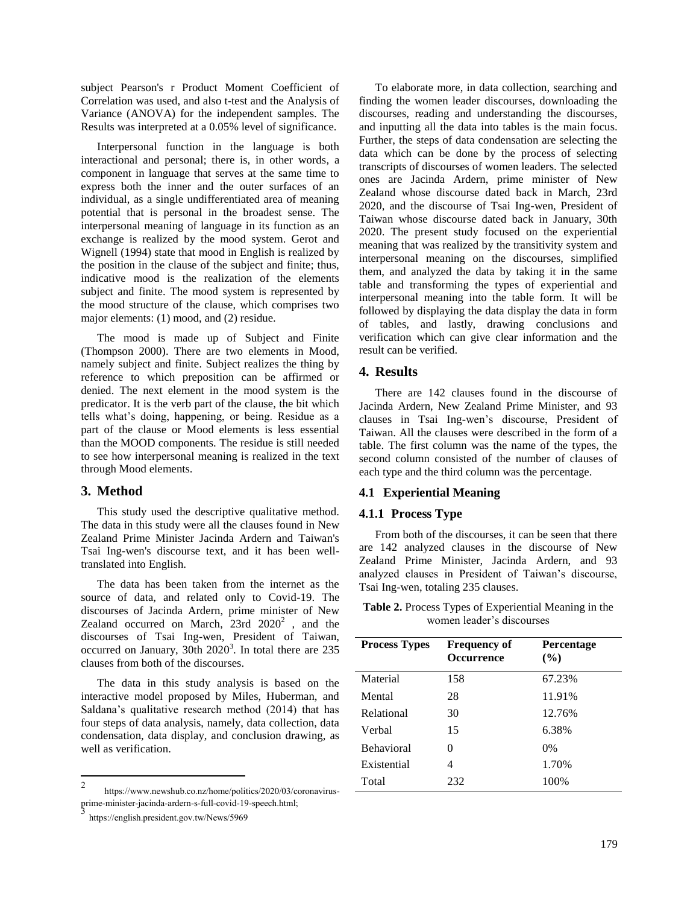subject Pearson's r Product Moment Coefficient of Correlation was used, and also t-test and the Analysis of Variance (ANOVA) for the independent samples. The Results was interpreted at a 0.05% level of significance.

Interpersonal function in the language is both interactional and personal; there is, in other words, a component in language that serves at the same time to express both the inner and the outer surfaces of an individual, as a single undifferentiated area of meaning potential that is personal in the broadest sense. The interpersonal meaning of language in its function as an exchange is realized by the mood system. Gerot and Wignell (1994) state that mood in English is realized by the position in the clause of the subject and finite; thus, indicative mood is the realization of the elements subject and finite. The mood system is represented by the mood structure of the clause, which comprises two major elements: (1) mood, and (2) residue.

The mood is made up of Subject and Finite (Thompson 2000). There are two elements in Mood, namely subject and finite. Subject realizes the thing by reference to which preposition can be affirmed or denied. The next element in the mood system is the predicator. It is the verb part of the clause, the bit which tells what's doing, happening, or being. Residue as a part of the clause or Mood elements is less essential than the MOOD components. The residue is still needed to see how interpersonal meaning is realized in the text through Mood elements.

## 3. Method

This study used the descriptive qualitative method. The data in this study were all the clauses found in New Zealand Prime Minister Jacinda Ardern and Taiwan's Tsai Ing-wen's discourse text, and it has been well-translated into English.

The data has been taken from the internet as the source of data, and related only to Covid-19. The discourses of Jacinda Ardern, prime minister of New Zealand occurred on March, 23rd 2020[2] , and the discourses of Tsai Ing-wen, President of Taiwan, occurred on January, 30th 2020[3]. In total there are 235 clauses from both of the discourses.

The data in this study analysis is based on the interactive model proposed by Miles, Huberman, and Saldana's qualitative research method (2014) that has four steps of data analysis, namely, data collection, data condensation, data display, and conclusion drawing, as well as verification.

To elaborate more, in data collection, searching and finding the women leader discourses, downloading the discourses, reading and understanding the discourses, and inputting all the data into tables is the main focus. Further, the steps of data condensation are selecting the data which can be done by the process of selecting transcripts of discourses of women leaders. The selected ones are Jacinda Ardern, prime minister of New Zealand whose discourse dated back in March, 23rd 2020, and the discourse of Tsai Ing-wen, President of Taiwan whose discourse dated back in January, 30th 2020. The present study focused on the experiential meaning that was realized by the transitivity system and interpersonal meaning on the discourses, simplified them, and analyzed the data by taking it in the same table and transforming the types of experiential and interpersonal meaning into the table form. It will be followed by displaying the data display the data in form of tables, and lastly, drawing conclusions and verification which can give clear information and the result can be verified.

## 4. Results

There are 142 clauses found in the discourse of Jacinda Ardern, New Zealand Prime Minister, and 93 clauses in Tsai Ing-wen's discourse, President of Taiwan. All the clauses were described in the form of a table. The first column was the name of the types, the second column consisted of the number of clauses of each type and the third column was the percentage.

### 4.1 Experiential Meaning

### 4.1.1 Process Type

From both of the discourses, it can be seen that there are 142 analyzed clauses in the discourse of New Zealand Prime Minister, Jacinda Ardern, and 93 analyzed clauses in President of Taiwan's discourse, Tsai Ing-wen, totaling 235 clauses.

**Table 2.** Process Types of Experiential Meaning in the women leader's discourses

| Process Types | Frequency of Occurrence | Percentage (%) |
|---|---|---|
| Material | 158 | 67.23% |
| Mental | 28 | 11.91% |
| Relational | 30 | 12.76% |
| Verbal | 15 | 6.38% |
| Behavioral | 0 | 0% |
| Existential | 4 | 1.70% |
| Total | 232 | 100% |

[2] https://www.newshub.co.nz/home/politics/2020/03/coronavirus-prime-minister-jacinda-ardern-s-full-covid-19-speech.html;

[3] https://english.president.gov.tw/News/5969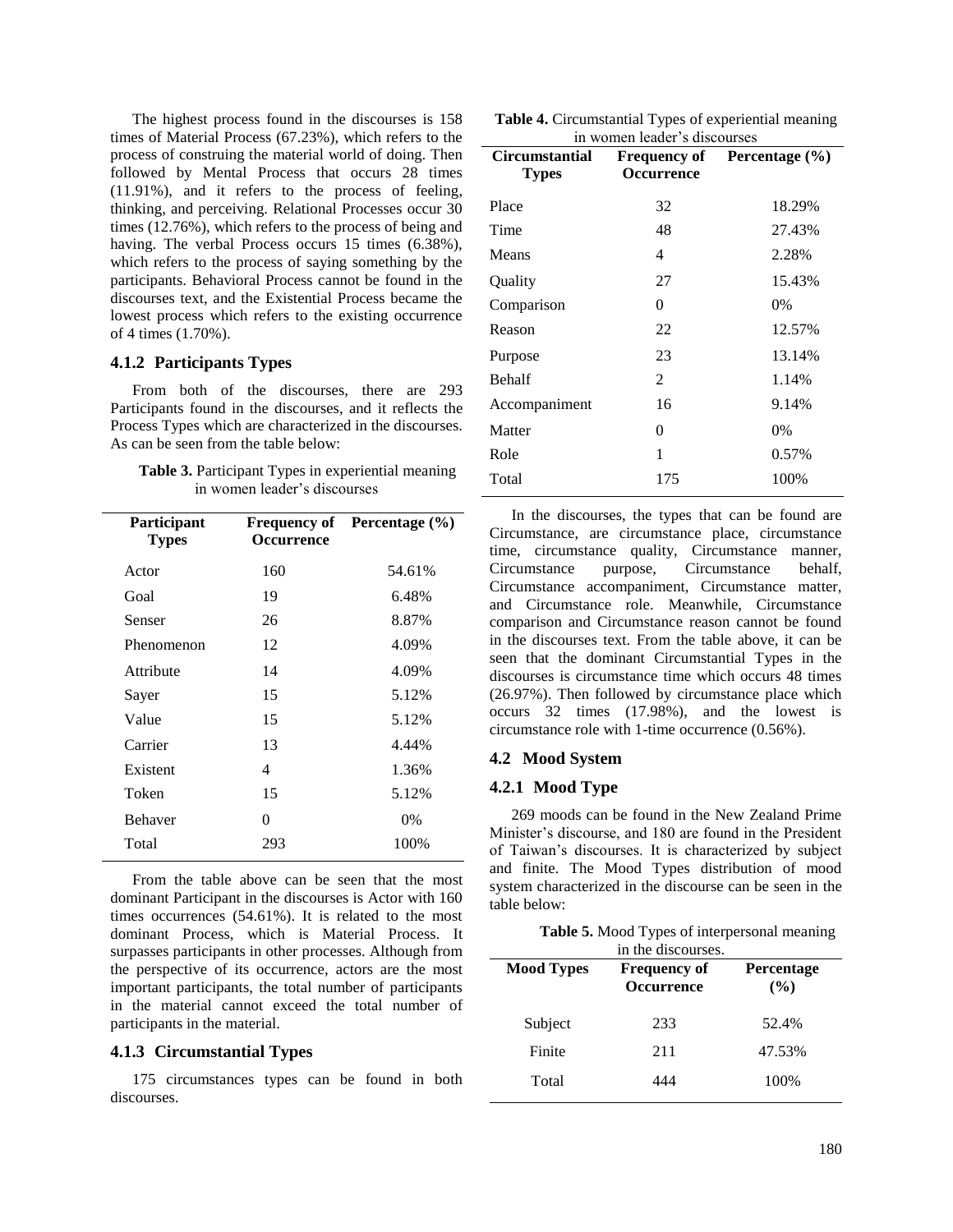The highest process found in the discourses is 158 times of Material Process (67.23%), which refers to the process of construing the material world of doing. Then followed by Mental Process that occurs 28 times (11.91%), and it refers to the process of feeling, thinking, and perceiving. Relational Processes occur 30 times (12.76%), which refers to the process of being and having. The verbal Process occurs 15 times (6.38%), which refers to the process of saying something by the participants. Behavioral Process cannot be found in the discourses text, and the Existential Process became the lowest process which refers to the existing occurrence of 4 times (1.70%).

### 4.1.2 Participants Types

From both of the discourses, there are 293 Participants found in the discourses, and it reflects the Process Types which are characterized in the discourses. As can be seen from the table below:

**Table 3.** Participant Types in experiential meaning in women leader's discourses

| Participant Types | Frequency of Occurrence | Percentage (%) |
|---|---|---|
| Actor | 160 | 54.61% |
| Goal | 19 | 6.48% |
| Senser | 26 | 8.87% |
| Phenomenon | 12 | 4.09% |
| Attribute | 14 | 4.09% |
| Sayer | 15 | 5.12% |
| Value | 15 | 5.12% |
| Carrier | 13 | 4.44% |
| Existent | 4 | 1.36% |
| Token | 15 | 5.12% |
| Behaver | 0 | 0% |
| Total | 293 | 100% |

From the table above can be seen that the most dominant Participant in the discourses is Actor with 160 times occurrences (54.61%). It is related to the most dominant Process, which is Material Process. It surpasses participants in other processes. Although from the perspective of its occurrence, actors are the most important participants, the total number of participants in the material cannot exceed the total number of participants in the material.

### 4.1.3 Circumstantial Types

175 circumstances types can be found in both discourses.

**Table 4.** Circumstantial Types of experiential meaning in women leader's discourses

| Circumstantial Types | Frequency of Occurrence | Percentage (%) |
|---|---|---|
| Place | 32 | 18.29% |
| Time | 48 | 27.43% |
| Means | 4 | 2.28% |
| Quality | 27 | 15.43% |
| Comparison | 0 | 0% |
| Reason | 22 | 12.57% |
| Purpose | 23 | 13.14% |
| Behalf | 2 | 1.14% |
| Accompaniment | 16 | 9.14% |
| Matter | 0 | 0% |
| Role | 1 | 0.57% |
| Total | 175 | 100% |

In the discourses, the types that can be found are Circumstance, are circumstance place, circumstance time, circumstance quality, Circumstance manner, Circumstance purpose, Circumstance behalf, Circumstance accompaniment, Circumstance matter, and Circumstance role. Meanwhile, Circumstance comparison and Circumstance reason cannot be found in the discourses text. From the table above, it can be seen that the dominant Circumstantial Types in the discourses is circumstance time which occurs 48 times (26.97%). Then followed by circumstance place which occurs 32 times (17.98%), and the lowest is circumstance role with 1-time occurrence (0.56%).

## 4.2 Mood System

### 4.2.1 Mood Type

269 moods can be found in the New Zealand Prime Minister's discourse, and 180 are found in the President of Taiwan's discourses. It is characterized by subject and finite. The Mood Types distribution of mood system characterized in the discourse can be seen in the table below:

**Table 5.** Mood Types of interpersonal meaning in the discourses.

| Mood Types | Frequency of Occurrence | Percentage (%) |
|---|---|---|
| Subject | 233 | 52.4% |
| Finite | 211 | 47.53% |
| Total | 444 | 100% |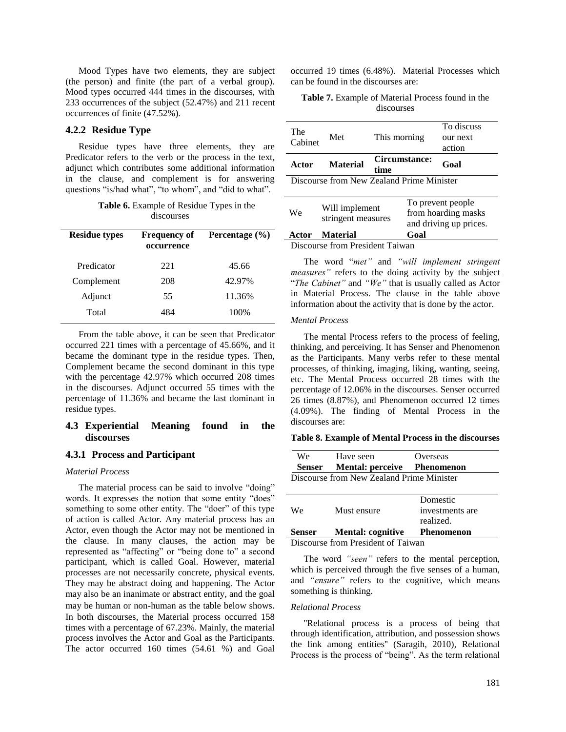Mood Types have two elements, they are subject (the person) and finite (the part of a verbal group). Mood types occurred 444 times in the discourses, with 233 occurrences of the subject (52.47%) and 211 recent occurrences of finite (47.52%).

### 4.2.2 Residue Type

Residue types have three elements, they are Predicator refers to the verb or the process in the text, adjunct which contributes some additional information in the clause, and complement is for answering questions "is/had what", "to whom", and "did to what".

**Table 6.** Example of Residue Types in the discourses

| Residue types | Frequency of occurrence | Percentage (%) |
|---|---|---|
| Predicator | 221 | 45.66 |
| Complement | 208 | 42.97% |
| Adjunct | 55 | 11.36% |
| Total | 484 | 100% |

From the table above, it can be seen that Predicator occurred 221 times with a percentage of 45.66%, and it became the dominant type in the residue types. Then, Complement became the second dominant in this type with the percentage 42.97% which occurred 208 times in the discourses. Adjunct occurred 55 times with the percentage of 11.36% and became the last dominant in residue types.

## 4.3 Experiential Meaning found in the discourses

### 4.3.1 Process and Participant

*Material Process*

The material process can be said to involve "doing" words. It expresses the notion that some entity "does" something to some other entity. The "doer" of this type of action is called Actor. Any material process has an Actor, even though the Actor may not be mentioned in the clause. In many clauses, the action may be represented as "affecting" or "being done to" a second participant, which is called Goal. However, material processes are not necessarily concrete, physical events. They may be abstract doing and happening. The Actor may also be an inanimate or abstract entity, and the goal may be human or non-human as the table below shows. In both discourses, the Material process occurred 158 times with a percentage of 67.23%. Mainly, the material process involves the Actor and Goal as the Participants. The actor occurred 160 times (54.61 %) and Goal occurred 19 times (6.48%). Material Processes which can be found in the discourses are:

**Table 7.** Example of Material Process found in the discourses

| The Cabinet | Met | This morning | To discuss our next action |
|---|---|---|---|
| **Actor** | **Material** | **Circumstance: time** | **Goal** |

Discourse from New Zealand Prime Minister

| We | Will implement stringent measures | To prevent people from hoarding masks and driving up prices. |
|---|---|---|
| **Actor** | **Material** | **Goal** |

Discourse from President Taiwan

The word "*met"* and *"will implement stringent measures"* refers to the doing activity by the subject "*The Cabinet"* and *"We"* that is usually called as Actor in Material Process. The clause in the table above information about the activity that is done by the actor.

*Mental Process*

The mental Process refers to the process of feeling, thinking, and perceiving. It has Senser and Phenomenon as the Participants. Many verbs refer to these mental processes, of thinking, imaging, liking, wanting, seeing, etc. The Mental Process occurred 28 times with the percentage of 12.06% in the discourses. Senser occurred 26 times (8.87%), and Phenomenon occurred 12 times (4.09%). The finding of Mental Process in the discourses are:

**Table 8. Example of Mental Process in the discourses**

| We | Have seen | Overseas |
|---|---|---|
| **Senser** | **Mental: perceive** | **Phenomenon** |

Discourse from New Zealand Prime Minister

| We | Must ensure | Domestic investments are realized. |
|---|---|---|
| **Senser** | **Mental: cognitive** | **Phenomenon** |

Discourse from President of Taiwan

The word *"seen"* refers to the mental perception, which is perceived through the five senses of a human, and *"ensure"* refers to the cognitive, which means something is thinking.

*Relational Process*

"Relational process is a process of being that through identification, attribution, and possession shows the link among entities" (Saragih, 2010), Relational Process is the process of "being". As the term relational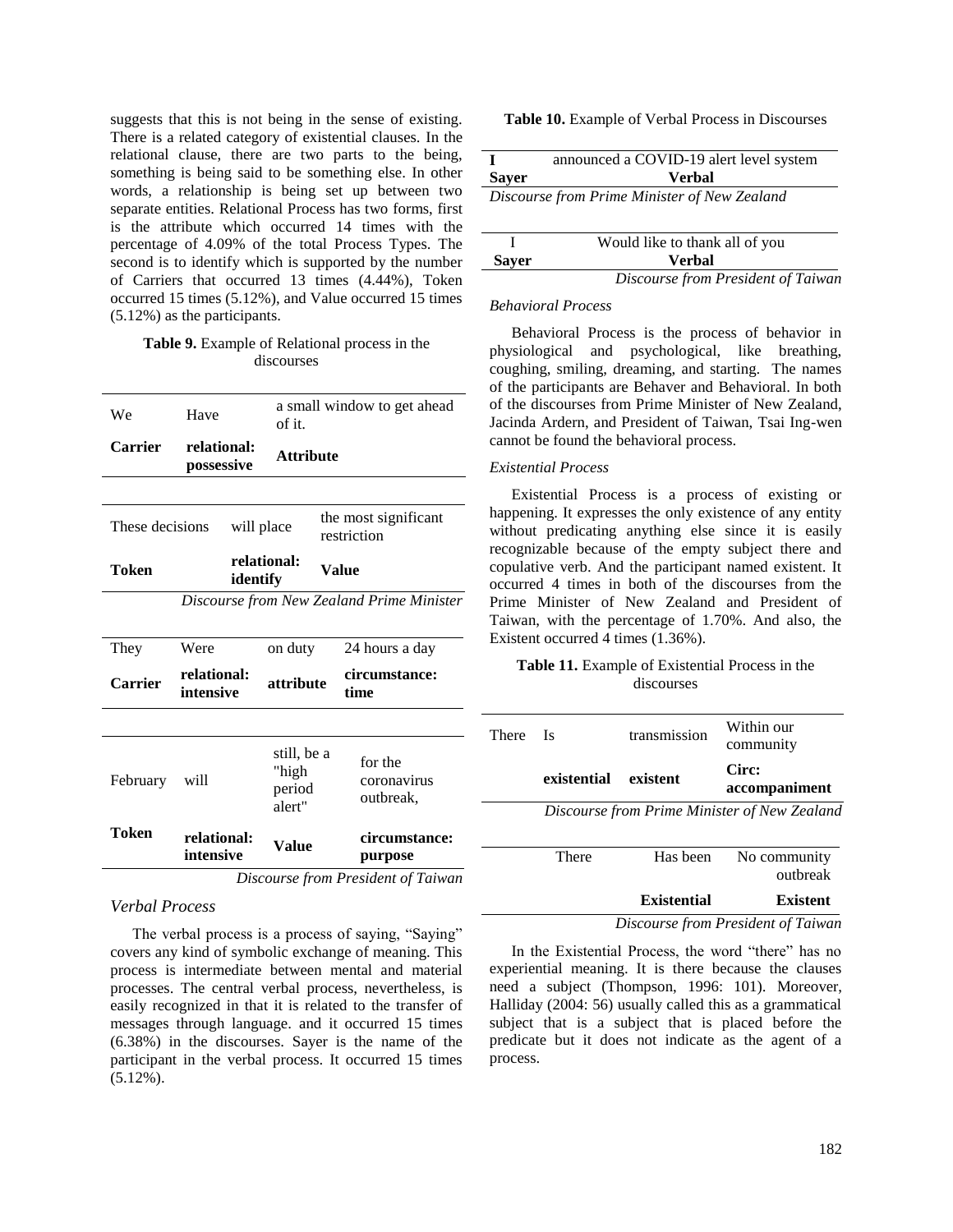suggests that this is not being in the sense of existing. There is a related category of existential clauses. In the relational clause, there are two parts to the being, something is being said to be something else. In other words, a relationship is being set up between two separate entities. Relational Process has two forms, first is the attribute which occurred 14 times with the percentage of 4.09% of the total Process Types. The second is to identify which is supported by the number of Carriers that occurred 13 times (4.44%), Token occurred 15 times (5.12%), and Value occurred 15 times (5.12%) as the participants.

**Table 9.** Example of Relational process in the discourses

| We | Have | a small window to get ahead of it. |
|---|---|---|
| **Carrier** | **relational: possessive** | **Attribute** |

| These decisions | will place | the most significant restriction |
|---|---|---|
| **Token** | **relational: identify** | **Value** |

*Discourse from New Zealand Prime Minister*

| They | Were | on duty | 24 hours a day |
|---|---|---|---|
| **Carrier** | **relational: intensive** | **attribute** | **circumstance: time** |

| February | will | still, be a "high period alert" | for the coronavirus outbreak, |
|---|---|---|---|
| **Token** | **relational: intensive** | **Value** | **circumstance: purpose** |

*Discourse from President of Taiwan*

*Verbal Process*

The verbal process is a process of saying, "Saying" covers any kind of symbolic exchange of meaning. This process is intermediate between mental and material processes. The central verbal process, nevertheless, is easily recognized in that it is related to the transfer of messages through language. and it occurred 15 times (6.38%) in the discourses. Sayer is the name of the participant in the verbal process. It occurred 15 times (5.12%).

**Table 10.** Example of Verbal Process in Discourses

| I | announced a COVID-19 alert level system |
|---|---|
| **Sayer** | **Verbal** |

*Discourse from Prime Minister of New Zealand*

| I | Would like to thank all of you |
|---|---|
| **Sayer** | **Verbal** |

*Discourse from President of Taiwan*

*Behavioral Process*

Behavioral Process is the process of behavior in physiological and psychological, like breathing, coughing, smiling, dreaming, and starting. The names of the participants are Behaver and Behavioral. In both of the discourses from Prime Minister of New Zealand, Jacinda Ardern, and President of Taiwan, Tsai Ing-wen cannot be found the behavioral process.

*Existential Process*

Existential Process is a process of existing or happening. It expresses the only existence of any entity without predicating anything else since it is easily recognizable because of the empty subject there and copulative verb. And the participant named existent. It occurred 4 times in both of the discourses from the Prime Minister of New Zealand and President of Taiwan, with the percentage of 1.70%. And also, the Existent occurred 4 times (1.36%).

**Table 11.** Example of Existential Process in the discourses

| There | Is | transmission | Within our community |
|---|---|---|---|
| | **existential** | **existent** | **Circ: accompaniment** |

*Discourse from Prime Minister of New Zealand*

| There | Has been | No community outbreak |
|---|---|---|
| | **Existential** | **Existent** |

*Discourse from President of Taiwan*

In the Existential Process, the word "there" has no experiential meaning. It is there because the clauses need a subject (Thompson, 1996: 101). Moreover, Halliday (2004: 56) usually called this as a grammatical subject that is a subject that is placed before the predicate but it does not indicate as the agent of a process.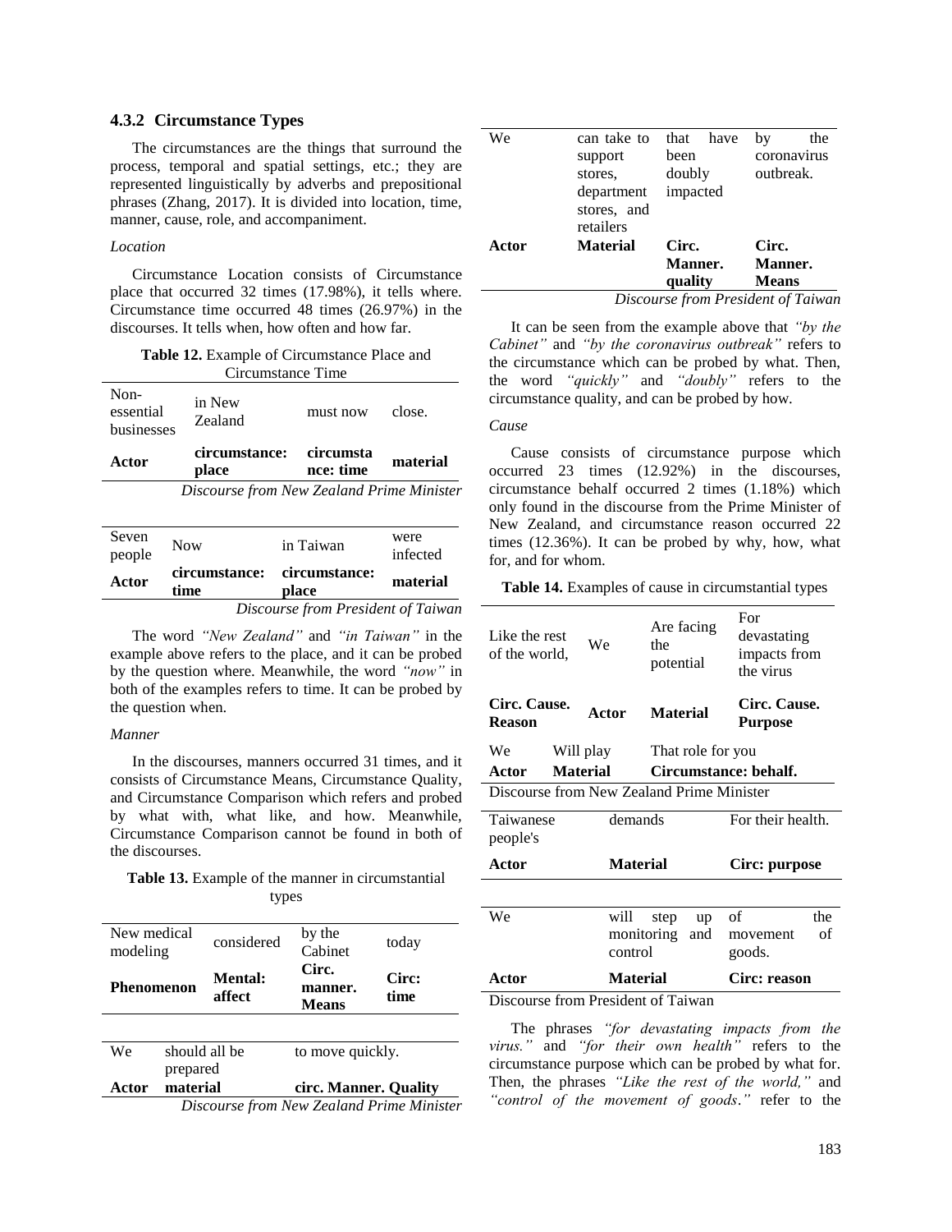### 4.3.2 Circumstance Types

The circumstances are the things that surround the process, temporal and spatial settings, etc.; they are represented linguistically by adverbs and prepositional phrases (Zhang, 2017). It is divided into location, time, manner, cause, role, and accompaniment.

*Location*

Circumstance Location consists of Circumstance place that occurred 32 times (17.98%), it tells where. Circumstance time occurred 48 times (26.97%) in the discourses. It tells when, how often and how far.

**Table 12.** Example of Circumstance Place and Circumstance Time

| Non-essential businesses | in New Zealand | must now | close. |
|---|---|---|---|
| **Actor** | **circumstance: place** | **circumstance: time** | **material** |

*Discourse from New Zealand Prime Minister*

| Seven people | Now | in Taiwan | were infected |
|---|---|---|---|
| **Actor** | **circumstance: time** | **circumstance: place** | **material** |

*Discourse from President of Taiwan*

The word *"New Zealand"* and *"in Taiwan"* in the example above refers to the place, and it can be probed by the question where. Meanwhile, the word *"now"* in both of the examples refers to time. It can be probed by the question when.

*Manner*

In the discourses, manners occurred 31 times, and it consists of Circumstance Means, Circumstance Quality, and Circumstance Comparison which refers and probed by what with, what like, and how. Meanwhile, Circumstance Comparison cannot be found in both of the discourses.

**Table 13.** Example of the manner in circumstantial types

| New medical modeling | considered | by the Cabinet | today |
|---|---|---|---|
| **Phenomenon** | **Mental: affect** | **Circ. manner. Means** | **Circ: time** |

| We | should all be prepared | to move quickly. |
|---|---|---|
| **Actor** | **material** | **circ. Manner. Quality** |

*Discourse from New Zealand Prime Minister*

| We | can take to support stores, department stores, and retailers | that have been doubly impacted | by the coronavirus outbreak. |
|---|---|---|---|
| **Actor** | **Material** | **Circ. Manner. quality** | **Circ. Manner. Means** |

*Discourse from President of Taiwan*

It can be seen from the example above that *"by the Cabinet"* and *"by the coronavirus outbreak"* refers to the circumstance which can be probed by what. Then, the word *"quickly"* and *"doubly"* refers to the circumstance quality, and can be probed by how.

*Cause*

Cause consists of circumstance purpose which occurred 23 times (12.92%) in the discourses, circumstance behalf occurred 2 times (1.18%) which only found in the discourse from the Prime Minister of New Zealand, and circumstance reason occurred 22 times (12.36%). It can be probed by why, how, what for, and for whom.

**Table 14.** Examples of cause in circumstantial types

| Like the rest of the world, | We | Are facing the potential | For devastating impacts from the virus |
|---|---|---|---|
| **Circ. Cause. Reason** | **Actor** | **Material** | **Circ. Cause. Purpose** |

| We | Will play | That role for you |
|---|---|---|
| **Actor** | **Material** | **Circumstance: behalf.** |

Discourse from New Zealand Prime Minister

| Taiwanese people's | demands | For their health. |
|---|---|---|
| **Actor** | **Material** | **Circ: purpose** |

| We | will step up monitoring and control | of the movement of goods. |
|---|---|---|
| **Actor** | **Material** | **Circ: reason** |

Discourse from President of Taiwan

The phrases *"for devastating impacts from the virus."* and *"for their own health"* refers to the circumstance purpose which can be probed by what for. Then, the phrases *"Like the rest of the world,"* and *"control of the movement of goods."* refer to the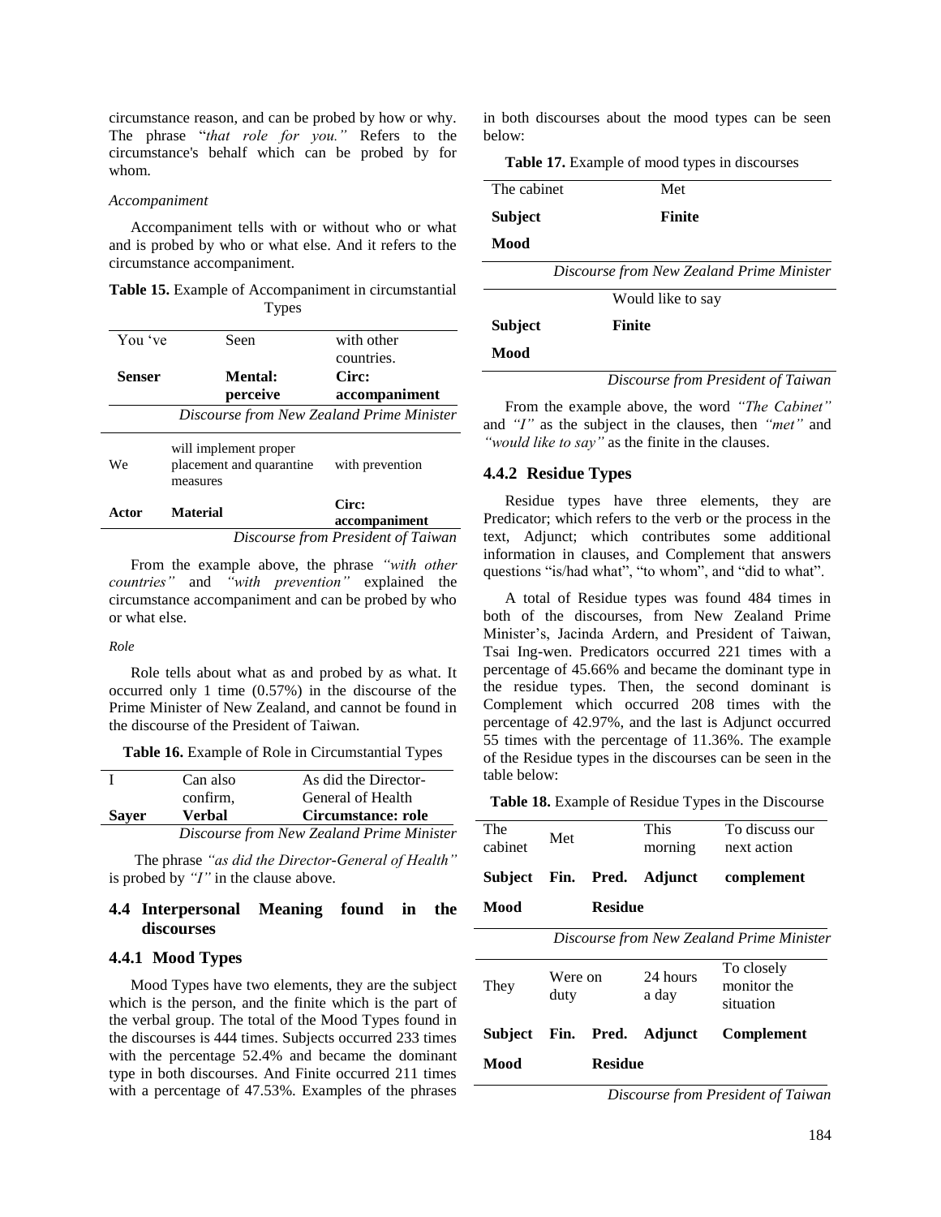circumstance reason, and can be probed by how or why. The phrase "*that role for you.*" Refers to the circumstance's behalf which can be probed by for whom.

*Accompaniment*

Accompaniment tells with or without who or what and is probed by who or what else. And it refers to the circumstance accompaniment.

**Table 15.** Example of Accompaniment in circumstantial Types

| You 've | Seen | with other countries. |
|---|---|---|
| **Senser** | **Mental: perceive** | **Circ: accompaniment** |

*Discourse from New Zealand Prime Minister*

| We | will implement proper placement and quarantine measures | with prevention |
|---|---|---|
| **Actor** | **Material** | **Circ: accompaniment** |

*Discourse from President of Taiwan*

From the example above, the phrase *"with other countries"* and *"with prevention"* explained the circumstance accompaniment and can be probed by who or what else.

*Role*

Role tells about what as and probed by as what. It occurred only 1 time (0.57%) in the discourse of the Prime Minister of New Zealand, and cannot be found in the discourse of the President of Taiwan.

**Table 16.** Example of Role in Circumstantial Types

| I | Can also confirm, | As did the Director-General of Health |
|---|---|---|
| **Sayer** | **Verbal** | **Circumstance: role** |

*Discourse from New Zealand Prime Minister*

The phrase *"as did the Director-General of Health"* is probed by *"I"* in the clause above.

## 4.4 Interpersonal Meaning found in the discourses

### 4.4.1 Mood Types

Mood Types have two elements, they are the subject which is the person, and the finite which is the part of the verbal group. The total of the Mood Types found in the discourses is 444 times. Subjects occurred 233 times with the percentage 52.4% and became the dominant type in both discourses. And Finite occurred 211 times with a percentage of 47.53%. Examples of the phrases in both discourses about the mood types can be seen below:

**Table 17.** Example of mood types in discourses

| The cabinet | Met |
|---|---|
| **Subject** | **Finite** |
| **Mood** | |

*Discourse from New Zealand Prime Minister*

| | Would like to say |
|---|---|
| **Subject** | **Finite** |
| **Mood** | |

*Discourse from President of Taiwan*

From the example above, the word *"The Cabinet"* and *"I"* as the subject in the clauses, then *"met"* and *"would like to say"* as the finite in the clauses.

### 4.4.2 Residue Types

Residue types have three elements, they are Predicator; which refers to the verb or the process in the text, Adjunct; which contributes some additional information in clauses, and Complement that answers questions "is/had what", "to whom", and "did to what".

A total of Residue types was found 484 times in both of the discourses, from New Zealand Prime Minister's, Jacinda Ardern, and President of Taiwan, Tsai Ing-wen. Predicators occurred 221 times with a percentage of 45.66% and became the dominant type in the residue types. Then, the second dominant is Complement which occurred 208 times with the percentage of 42.97%, and the last is Adjunct occurred 55 times with the percentage of 11.36%. The example of the Residue types in the discourses can be seen in the table below:

**Table 18.** Example of Residue Types in the Discourse

| The cabinet | Met | | This morning | To discuss our next action |
|---|---|---|---|---|
| **Subject** | **Fin.** | **Pred.** | **Adjunct** | **complement** |
| **Mood** | | **Residue** | | |

*Discourse from New Zealand Prime Minister*

| They | Were on duty | | 24 hours a day | To closely monitor the situation |
|---|---|---|---|---|
| **Subject** | **Fin.** | **Pred.** | **Adjunct** | **Complement** |
| **Mood** | | **Residue** | | |

*Discourse from President of Taiwan*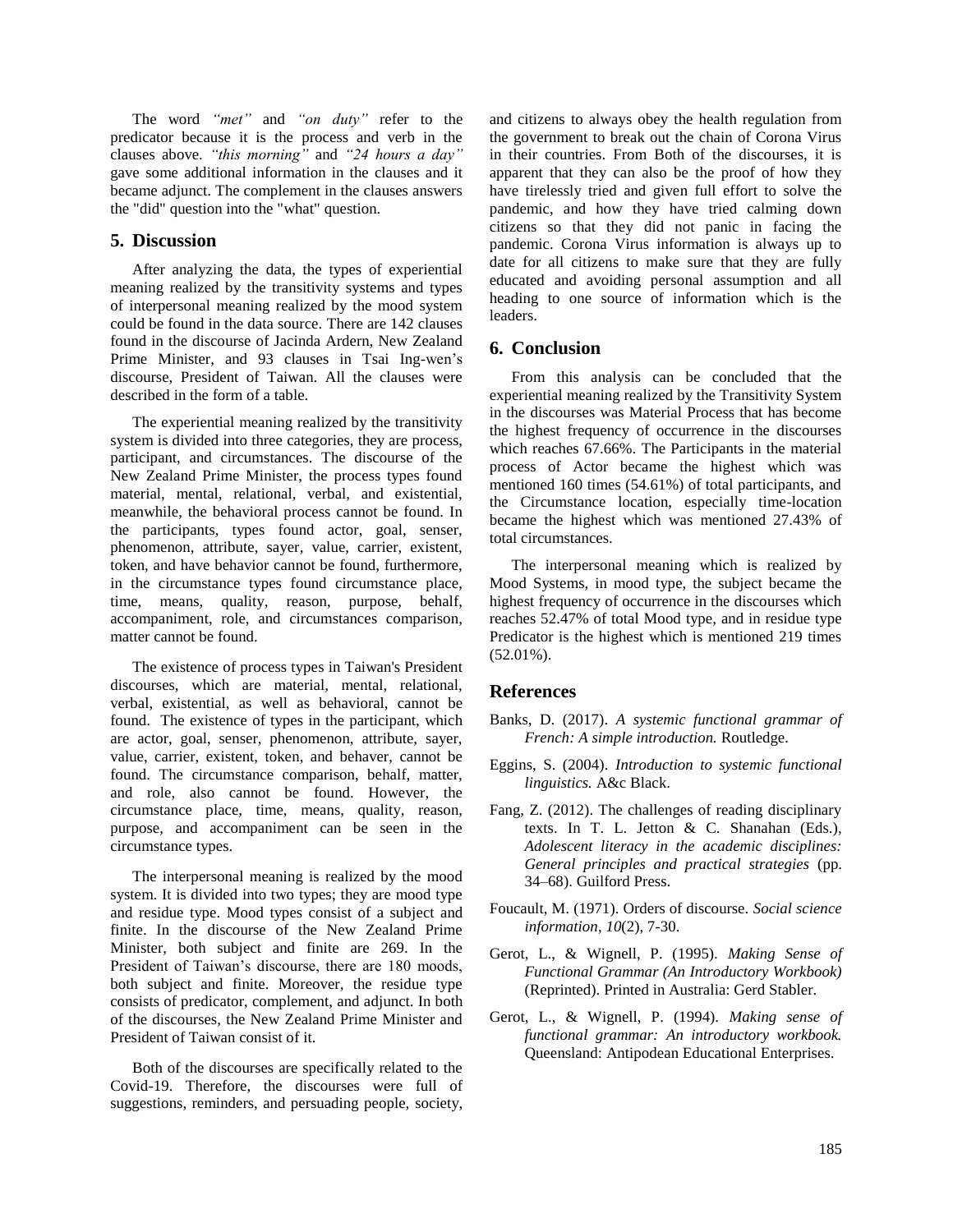The word *"met"* and *"on duty"* refer to the predicator because it is the process and verb in the clauses above. *"this morning"* and *"24 hours a day"* gave some additional information in the clauses and it became adjunct. The complement in the clauses answers the "did" question into the "what" question.

## 5. Discussion

After analyzing the data, the types of experiential meaning realized by the transitivity systems and types of interpersonal meaning realized by the mood system could be found in the data source. There are 142 clauses found in the discourse of Jacinda Ardern, New Zealand Prime Minister, and 93 clauses in Tsai Ing-wen's discourse, President of Taiwan. All the clauses were described in the form of a table.

The experiential meaning realized by the transitivity system is divided into three categories, they are process, participant, and circumstances. The discourse of the New Zealand Prime Minister, the process types found material, mental, relational, verbal, and existential, meanwhile, the behavioral process cannot be found. In the participants, types found actor, goal, senser, phenomenon, attribute, sayer, value, carrier, existent, token, and have behavior cannot be found, furthermore, in the circumstance types found circumstance place, time, means, quality, reason, purpose, behalf, accompaniment, role, and circumstances comparison, matter cannot be found.

The existence of process types in Taiwan's President discourses, which are material, mental, relational, verbal, existential, as well as behavioral, cannot be found. The existence of types in the participant, which are actor, goal, senser, phenomenon, attribute, sayer, value, carrier, existent, token, and behaver, cannot be found. The circumstance comparison, behalf, matter, and role, also cannot be found. However, the circumstance place, time, means, quality, reason, purpose, and accompaniment can be seen in the circumstance types.

The interpersonal meaning is realized by the mood system. It is divided into two types; they are mood type and residue type. Mood types consist of a subject and finite. In the discourse of the New Zealand Prime Minister, both subject and finite are 269. In the President of Taiwan's discourse, there are 180 moods, both subject and finite. Moreover, the residue type consists of predicator, complement, and adjunct. In both of the discourses, the New Zealand Prime Minister and President of Taiwan consist of it.

Both of the discourses are specifically related to the Covid-19. Therefore, the discourses were full of suggestions, reminders, and persuading people, society, and citizens to always obey the health regulation from the government to break out the chain of Corona Virus in their countries. From Both of the discourses, it is apparent that they can also be the proof of how they have tirelessly tried and given full effort to solve the pandemic, and how they have tried calming down citizens so that they did not panic in facing the pandemic. Corona Virus information is always up to date for all citizens to make sure that they are fully educated and avoiding personal assumption and all heading to one source of information which is the leaders.

## 6. Conclusion

From this analysis can be concluded that the experiential meaning realized by the Transitivity System in the discourses was Material Process that has become the highest frequency of occurrence in the discourses which reaches 67.66%. The Participants in the material process of Actor became the highest which was mentioned 160 times (54.61%) of total participants, and the Circumstance location, especially time-location became the highest which was mentioned 27.43% of total circumstances.

The interpersonal meaning which is realized by Mood Systems, in mood type, the subject became the highest frequency of occurrence in the discourses which reaches 52.47% of total Mood type, and in residue type Predicator is the highest which is mentioned 219 times (52.01%).

## References

Banks, D. (2017). *A systemic functional grammar of French: A simple introduction.* Routledge.

Eggins, S. (2004). *Introduction to systemic functional linguistics.* A&c Black.

Fang, Z. (2012). The challenges of reading disciplinary texts. In T. L. Jetton & C. Shanahan (Eds.), *Adolescent literacy in the academic disciplines: General principles and practical strategies* (pp. 34–68). Guilford Press.

Foucault, M. (1971). Orders of discourse. *Social science information*, *10*(2), 7-30.

Gerot, L., & Wignell, P. (1995). *Making Sense of Functional Grammar (An Introductory Workbook)* (Reprinted). Printed in Australia: Gerd Stabler.

Gerot, L., & Wignell, P. (1994). *Making sense of functional grammar: An introductory workbook.* Queensland: Antipodean Educational Enterprises.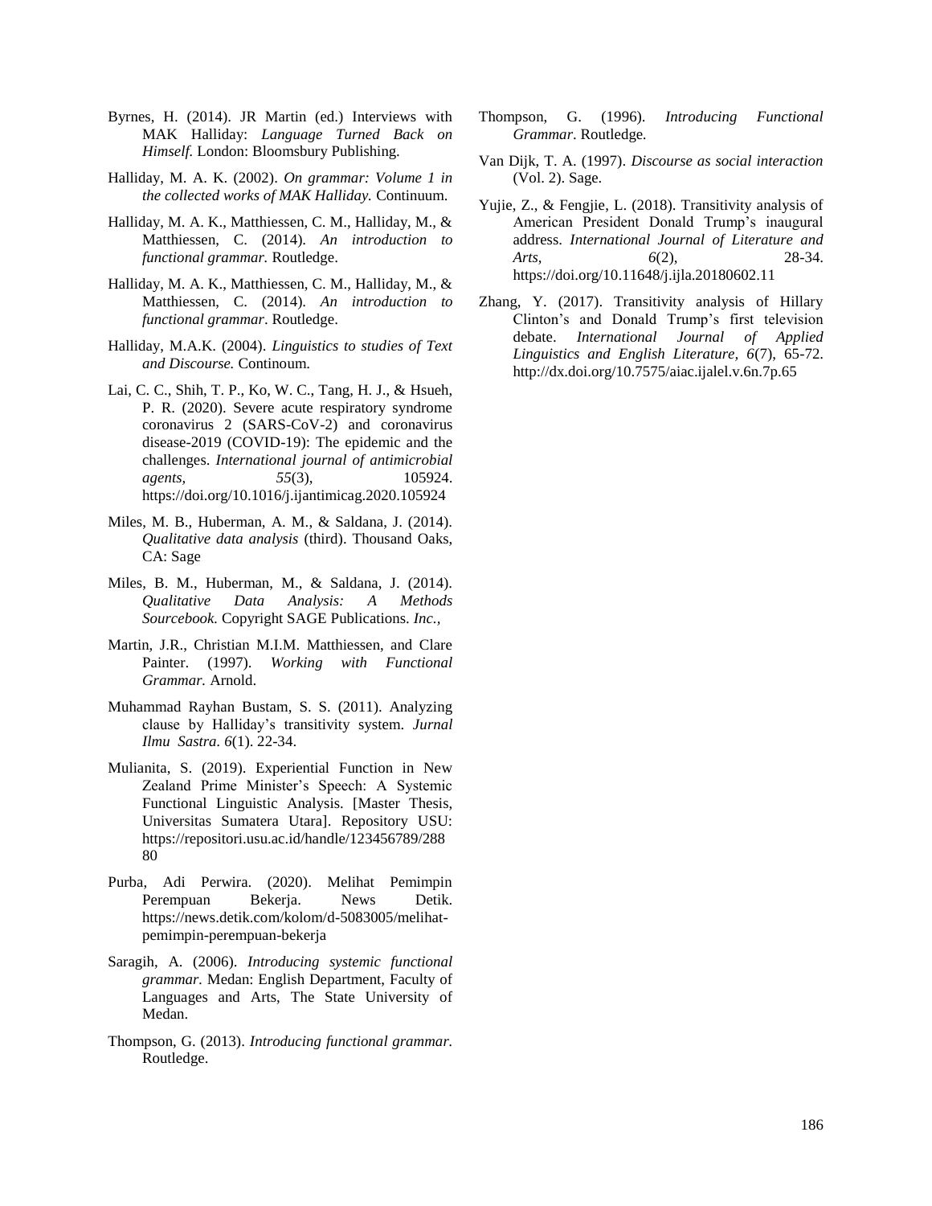Byrnes, H. (2014). JR Martin (ed.) Interviews with MAK Halliday: *Language Turned Back on Himself.* London: Bloomsbury Publishing.

Halliday, M. A. K. (2002). *On grammar: Volume 1 in the collected works of MAK Halliday.* Continuum.

Halliday, M. A. K., Matthiessen, C. M., Halliday, M., & Matthiessen, C. (2014). *An introduction to functional grammar.* Routledge.

Halliday, M. A. K., Matthiessen, C. M., Halliday, M., & Matthiessen, C. (2014). *An introduction to functional grammar*. Routledge.

Halliday, M.A.K. (2004). *Linguistics to studies of Text and Discourse.* Continoum.

Lai, C. C., Shih, T. P., Ko, W. C., Tang, H. J., & Hsueh, P. R. (2020). Severe acute respiratory syndrome coronavirus 2 (SARS-CoV-2) and coronavirus disease-2019 (COVID-19): The epidemic and the challenges. *International journal of antimicrobial agents, 55*(3), 105924. https://doi.org/10.1016/j.ijantimicag.2020.105924

Miles, M. B., Huberman, A. M., & Saldana, J. (2014). *Qualitative data analysis* (third). Thousand Oaks, CA: Sage

Miles, B. M., Huberman, M., & Saldana, J. (2014). *Qualitative Data Analysis: A Methods Sourcebook.* Copyright SAGE Publications. *Inc.,*

Martin, J.R., Christian M.I.M. Matthiessen, and Clare Painter. (1997). *Working with Functional Grammar.* Arnold.

Muhammad Rayhan Bustam, S. S. (2011). Analyzing clause by Halliday's transitivity system. *Jurnal Ilmu Sastra. 6*(1). 22-34.

Mulianita, S. (2019). Experiential Function in New Zealand Prime Minister's Speech: A Systemic Functional Linguistic Analysis. [Master Thesis, Universitas Sumatera Utara]. Repository USU: https://repositori.usu.ac.id/handle/123456789/28880

Purba, Adi Perwira. (2020). Melihat Pemimpin Perempuan Bekerja. News Detik. https://news.detik.com/kolom/d-5083005/melihat-pemimpin-perempuan-bekerja

Saragih, A. (2006). *Introducing systemic functional grammar*. Medan: English Department, Faculty of Languages and Arts, The State University of Medan.

Thompson, G. (2013). *Introducing functional grammar.* Routledge.

Thompson, G. (1996). *Introducing Functional Grammar*. Routledge.

Van Dijk, T. A. (1997). *Discourse as social interaction* (Vol. 2). Sage.

Yujie, Z., & Fengjie, L. (2018). Transitivity analysis of American President Donald Trump's inaugural address. *International Journal of Literature and Arts, 6*(2), 28-34. https://doi.org/10.11648/j.ijla.20180602.11

Zhang, Y. (2017). Transitivity analysis of Hillary Clinton's and Donald Trump's first television debate. *International Journal of Applied Linguistics and English Literature, 6*(7), 65-72. http://dx.doi.org/10.7575/aiac.ijalel.v.6n.7p.65